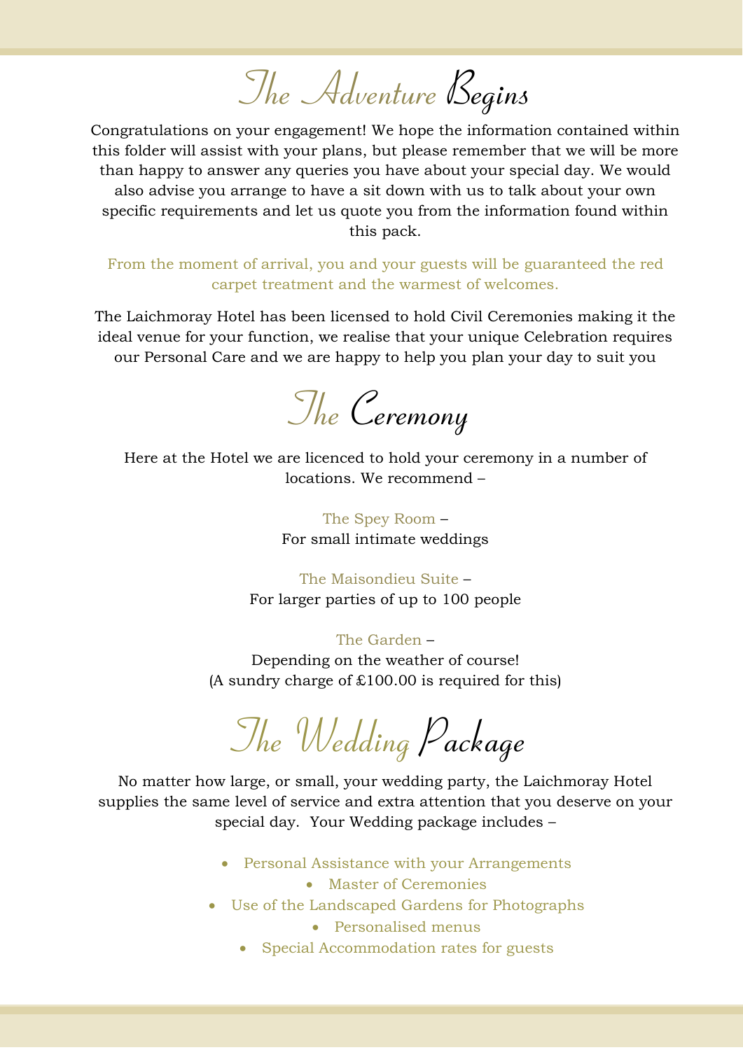# The Adventure Begins

Congratulations on your engagement! We hope the information contained within this folder will assist with your plans, but please remember that we will be more than happy to answer any queries you have about your special day. We would also advise you arrange to have a sit down with us to talk about your own specific requirements and let us quote you from the information found within this pack.

From the moment of arrival, you and your guests will be guaranteed the red carpet treatment and the warmest of welcomes.

The Laichmoray Hotel has been licensed to hold Civil Ceremonies making it the ideal venue for your function, we realise that your unique Celebration requires our Personal Care and we are happy to help you plan your day to suit you

# The Ceremony

Here at the Hotel we are licenced to hold your ceremony in a number of locations. We recommend –

The Spey Room –
For small intimate weddings

The Maisondieu Suite –
For larger parties of up to 100 people

The Garden –
Depending on the weather of course!
(A sundry charge of £100.00 is required for this)

# The Wedding Package

No matter how large, or small, your wedding party, the Laichmoray Hotel supplies the same level of service and extra attention that you deserve on your special day. Your Wedding package includes –

- Personal Assistance with your Arrangements
- Master of Ceremonies
- Use of the Landscaped Gardens for Photographs
- Personalised menus
- Special Accommodation rates for guests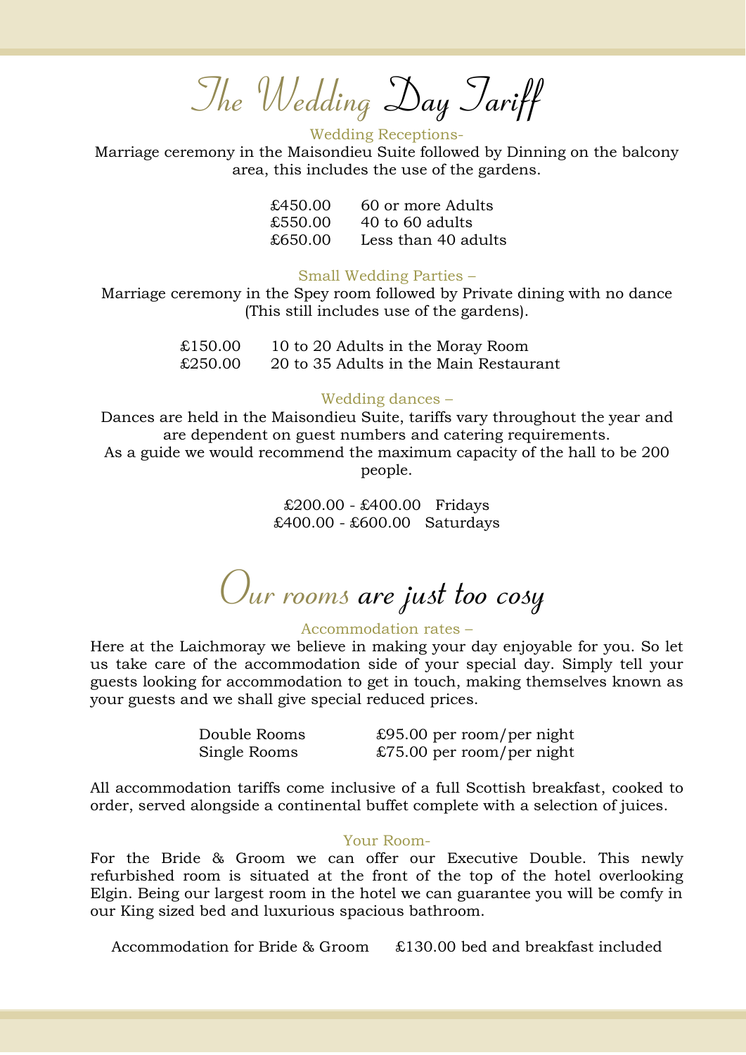# The Wedding Day Tariff

### Wedding Receptions-

Marriage ceremony in the Maisondieu Suite followed by Dinning on the balcony area, this includes the use of the gardens.

| | |
|---|---|
| £450.00 | 60 or more Adults |
| £550.00 | 40 to 60 adults |
| £650.00 | Less than 40 adults |

### Small Wedding Parties –

Marriage ceremony in the Spey room followed by Private dining with no dance (This still includes use of the gardens).

| | |
|---|---|
| £150.00 | 10 to 20 Adults in the Moray Room |
| £250.00 | 20 to 35 Adults in the Main Restaurant |

### Wedding dances –

Dances are held in the Maisondieu Suite, tariffs vary throughout the year and are dependent on guest numbers and catering requirements.
As a guide we would recommend the maximum capacity of the hall to be 200 people.

| | |
|---|---|
| £200.00 - £400.00 | Fridays |
| £400.00 - £600.00 | Saturdays |

# Our rooms are just too cosy

### Accommodation rates –

Here at the Laichmoray we believe in making your day enjoyable for you. So let us take care of the accommodation side of your special day. Simply tell your guests looking for accommodation to get in touch, making themselves known as your guests and we shall give special reduced prices.

| | |
|---|---|
| Double Rooms | £95.00 per room/per night |
| Single Rooms | £75.00 per room/per night |

All accommodation tariffs come inclusive of a full Scottish breakfast, cooked to order, served alongside a continental buffet complete with a selection of juices.

### Your Room-

For the Bride & Groom we can offer our Executive Double. This newly refurbished room is situated at the front of the top of the hotel overlooking Elgin. Being our largest room in the hotel we can guarantee you will be comfy in our King sized bed and luxurious spacious bathroom.

Accommodation for Bride & Groom £130.00 bed and breakfast included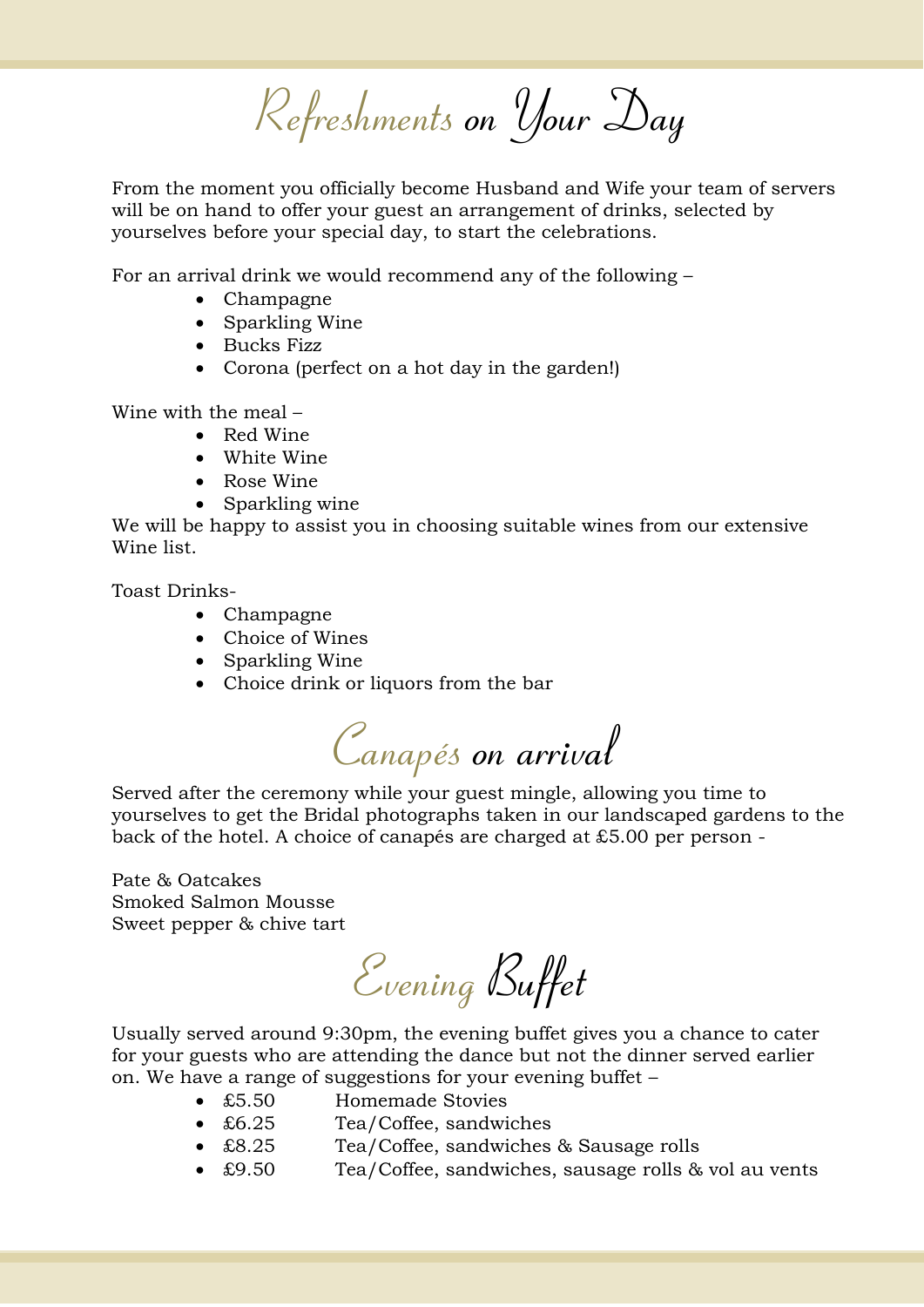# Refreshments on Your Day

From the moment you officially become Husband and Wife your team of servers will be on hand to offer your guest an arrangement of drinks, selected by yourselves before your special day, to start the celebrations.

For an arrival drink we would recommend any of the following –

- Champagne
- Sparkling Wine
- Bucks Fizz
- Corona (perfect on a hot day in the garden!)

Wine with the meal –

- Red Wine
- White Wine
- Rose Wine
- Sparkling wine

We will be happy to assist you in choosing suitable wines from our extensive Wine list.

Toast Drinks-

- Champagne
- Choice of Wines
- Sparkling Wine
- Choice drink or liquors from the bar

# Canapés on arrival

Served after the ceremony while your guest mingle, allowing you time to yourselves to get the Bridal photographs taken in our landscaped gardens to the back of the hotel. A choice of canapés are charged at £5.00 per person -

Pate & Oatcakes
Smoked Salmon Mousse
Sweet pepper & chive tart

# Evening Buffet

Usually served around 9:30pm, the evening buffet gives you a chance to cater for your guests who are attending the dance but not the dinner served earlier on. We have a range of suggestions for your evening buffet –

- £5.50 Homemade Stovies
- £6.25 Tea/Coffee, sandwiches
- £8.25 Tea/Coffee, sandwiches & Sausage rolls
- £9.50 Tea/Coffee, sandwiches, sausage rolls & vol au vents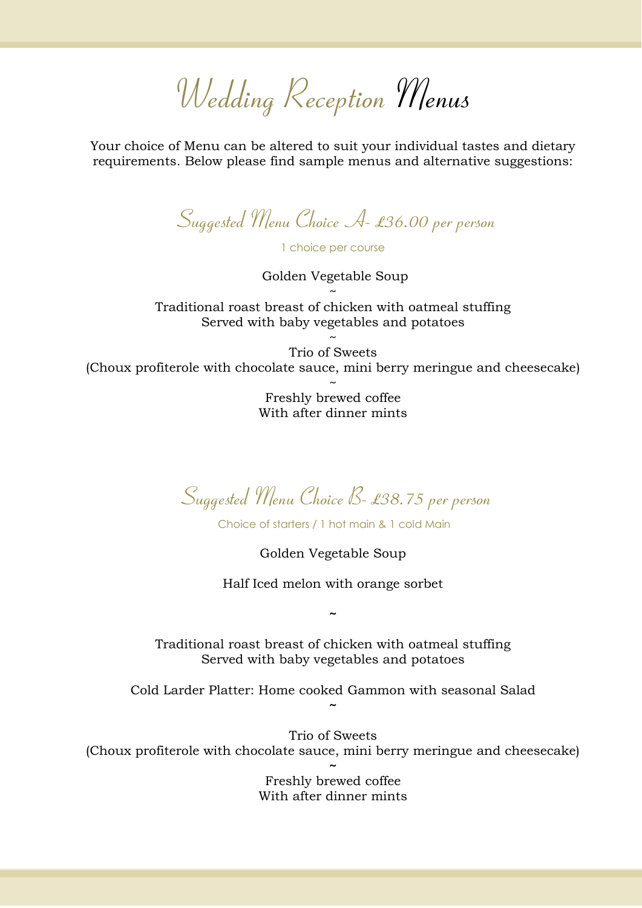# Wedding Reception Menus

Your choice of Menu can be altered to suit your individual tastes and dietary requirements. Below please find sample menus and alternative suggestions:

## Suggested Menu Choice A- £36.00 per person

1 choice per course

Golden Vegetable Soup

~

Traditional roast breast of chicken with oatmeal stuffing
Served with baby vegetables and potatoes

~

Trio of Sweets
(Choux profiterole with chocolate sauce, mini berry meringue and cheesecake)

~

Freshly brewed coffee
With after dinner mints

## Suggested Menu Choice B- £38.75 per person

Choice of starters / 1 hot main & 1 cold Main

Golden Vegetable Soup

Half Iced melon with orange sorbet

~

Traditional roast breast of chicken with oatmeal stuffing
Served with baby vegetables and potatoes

Cold Larder Platter: Home cooked Gammon with seasonal Salad

~

Trio of Sweets
(Choux profiterole with chocolate sauce, mini berry meringue and cheesecake)

~

Freshly brewed coffee
With after dinner mints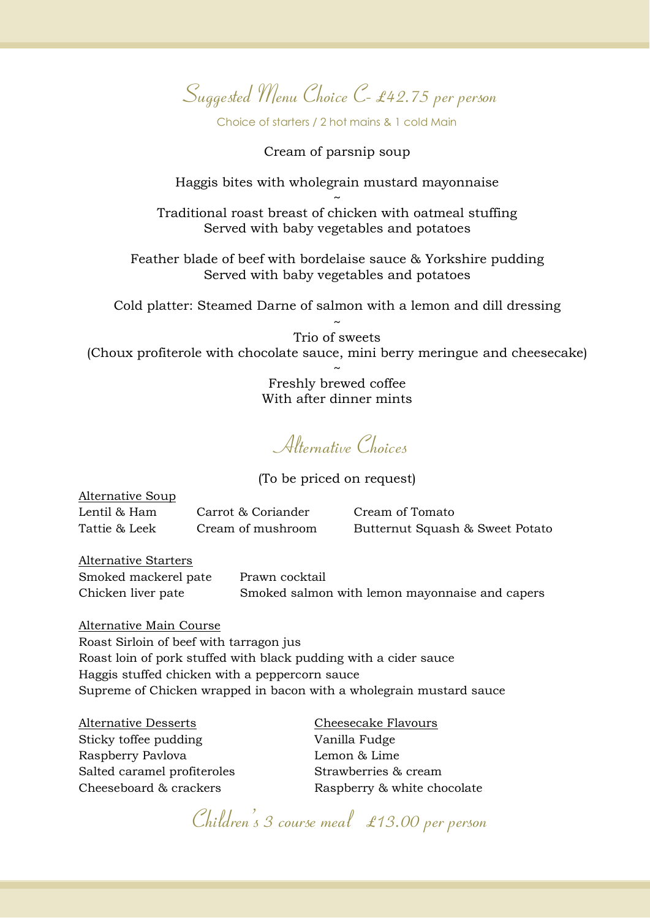## Suggested Menu Choice C- £42.75 per person

Choice of starters / 2 hot mains & 1 cold Main

Cream of parsnip soup

Haggis bites with wholegrain mustard mayonnaise

~

Traditional roast breast of chicken with oatmeal stuffing
Served with baby vegetables and potatoes

Feather blade of beef with bordelaise sauce & Yorkshire pudding
Served with baby vegetables and potatoes

Cold platter: Steamed Darne of salmon with a lemon and dill dressing

~

Trio of sweets
(Choux profiterole with chocolate sauce, mini berry meringue and cheesecake)

~

Freshly brewed coffee
With after dinner mints

## Alternative Choices

(To be priced on request)

<u>Alternative Soup</u>

| | | |
|---|---|---|
| Lentil & Ham | Carrot & Coriander | Cream of Tomato |
| Tattie & Leek | Cream of mushroom | Butternut Squash & Sweet Potato |

<u>Alternative Starters</u>

| | |
|---|---|
| Smoked mackerel pate | Prawn cocktail |
| Chicken liver pate | Smoked salmon with lemon mayonnaise and capers |

<u>Alternative Main Course</u>

Roast Sirloin of beef with tarragon jus
Roast loin of pork stuffed with black pudding with a cider sauce
Haggis stuffed chicken with a peppercorn sauce
Supreme of Chicken wrapped in bacon with a wholegrain mustard sauce

| Alternative Desserts | Cheesecake Flavours |
|---|---|
| Sticky toffee pudding | Vanilla Fudge |
| Raspberry Pavlova | Lemon & Lime |
| Salted caramel profiteroles | Strawberries & cream |
| Cheeseboard & crackers | Raspberry & white chocolate |

## Children's 3 course meal £13.00 per person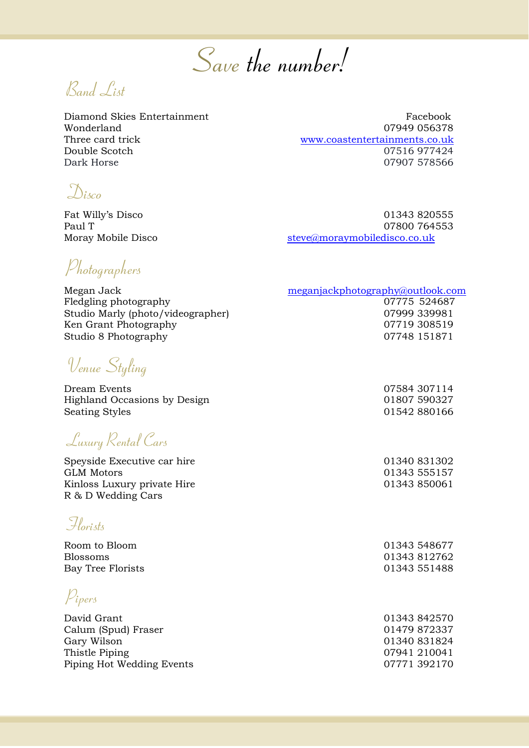# Save the number!

## Band List

| | |
|---|---|
| Diamond Skies Entertainment | Facebook |
| Wonderland | 07949 056378 |
| Three card trick | www.coastentertainments.co.uk |
| Double Scotch | 07516 977424 |
| Dark Horse | 07907 578566 |

## Disco

| | |
|---|---|
| Fat Willy's Disco | 01343 820555 |
| Paul T | 07800 764553 |
| Moray Mobile Disco | steve@moraymobiledisco.co.uk |

## Photographers

| | |
|---|---|
| Megan Jack | meganjackphotography@outlook.com |
| Fledgling photography | 07775 524687 |
| Studio Marly (photo/videographer) | 07999 339981 |
| Ken Grant Photography | 07719 308519 |
| Studio 8 Photography | 07748 151871 |

## Venue Styling

| | |
|---|---|
| Dream Events | 07584 307114 |
| Highland Occasions by Design | 01807 590327 |
| Seating Styles | 01542 880166 |

## Luxury Rental Cars

| | |
|---|---|
| Speyside Executive car hire | 01340 831302 |
| GLM Motors | 01343 555157 |
| Kinloss Luxury private Hire | 01343 850061 |
| R & D Wedding Cars | |

## Florists

| | |
|---|---|
| Room to Bloom | 01343 548677 |
| Blossoms | 01343 812762 |
| Bay Tree Florists | 01343 551488 |

## Pipers

| | |
|---|---|
| David Grant | 01343 842570 |
| Calum (Spud) Fraser | 01479 872337 |
| Gary Wilson | 01340 831824 |
| Thistle Piping | 07941 210041 |
| Piping Hot Wedding Events | 07771 392170 |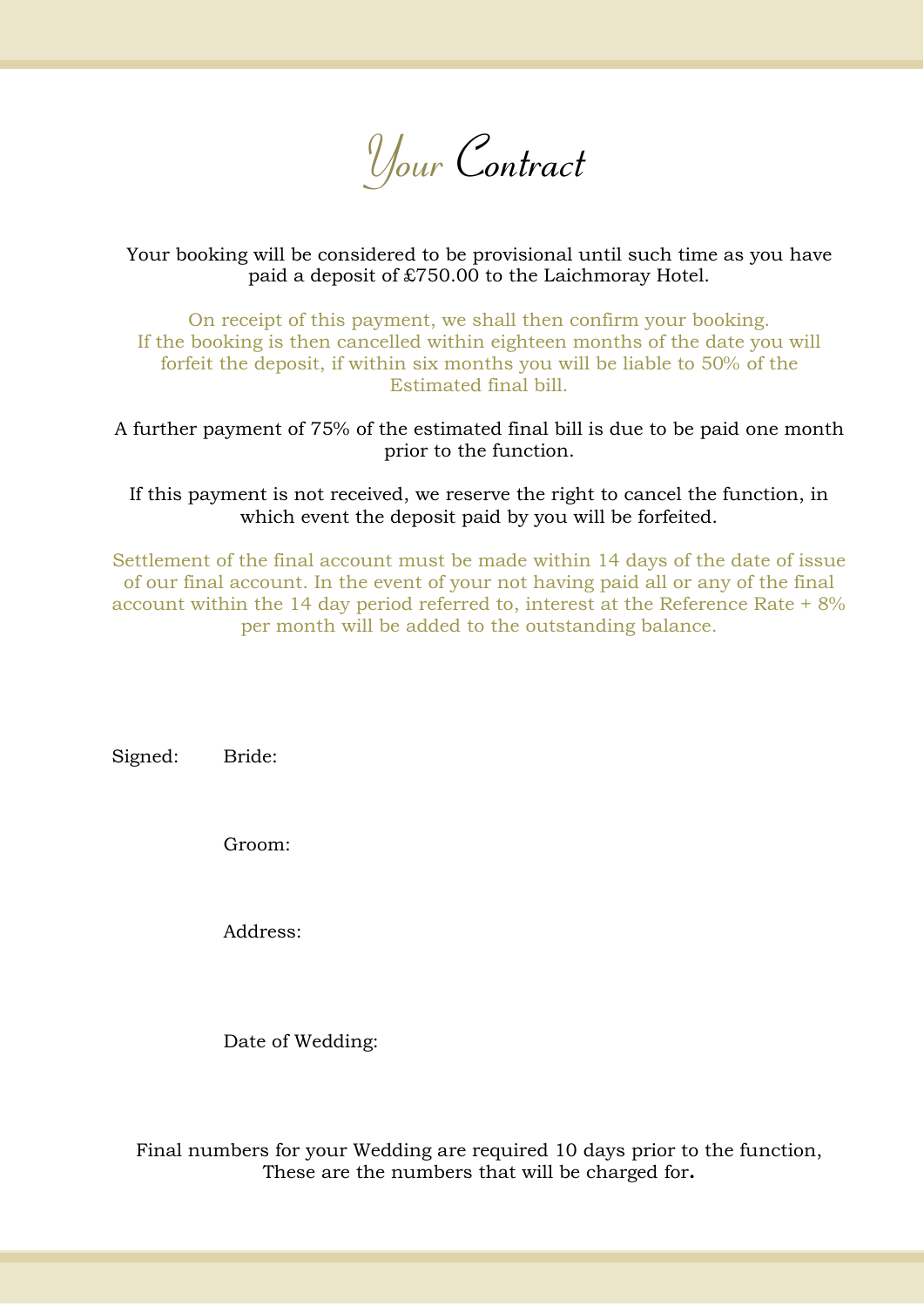# Your Contract

Your booking will be considered to be provisional until such time as you have paid a deposit of £750.00 to the Laichmoray Hotel.

On receipt of this payment, we shall then confirm your booking. If the booking is then cancelled within eighteen months of the date you will forfeit the deposit, if within six months you will be liable to 50% of the Estimated final bill.

A further payment of 75% of the estimated final bill is due to be paid one month prior to the function.

If this payment is not received, we reserve the right to cancel the function, in which event the deposit paid by you will be forfeited.

Settlement of the final account must be made within 14 days of the date of issue of our final account. In the event of your not having paid all or any of the final account within the 14 day period referred to, interest at the Reference Rate + 8% per month will be added to the outstanding balance.

Signed: Bride:

Groom:

Address:

Date of Wedding:

Final numbers for your Wedding are required 10 days prior to the function, These are the numbers that will be charged for**.**